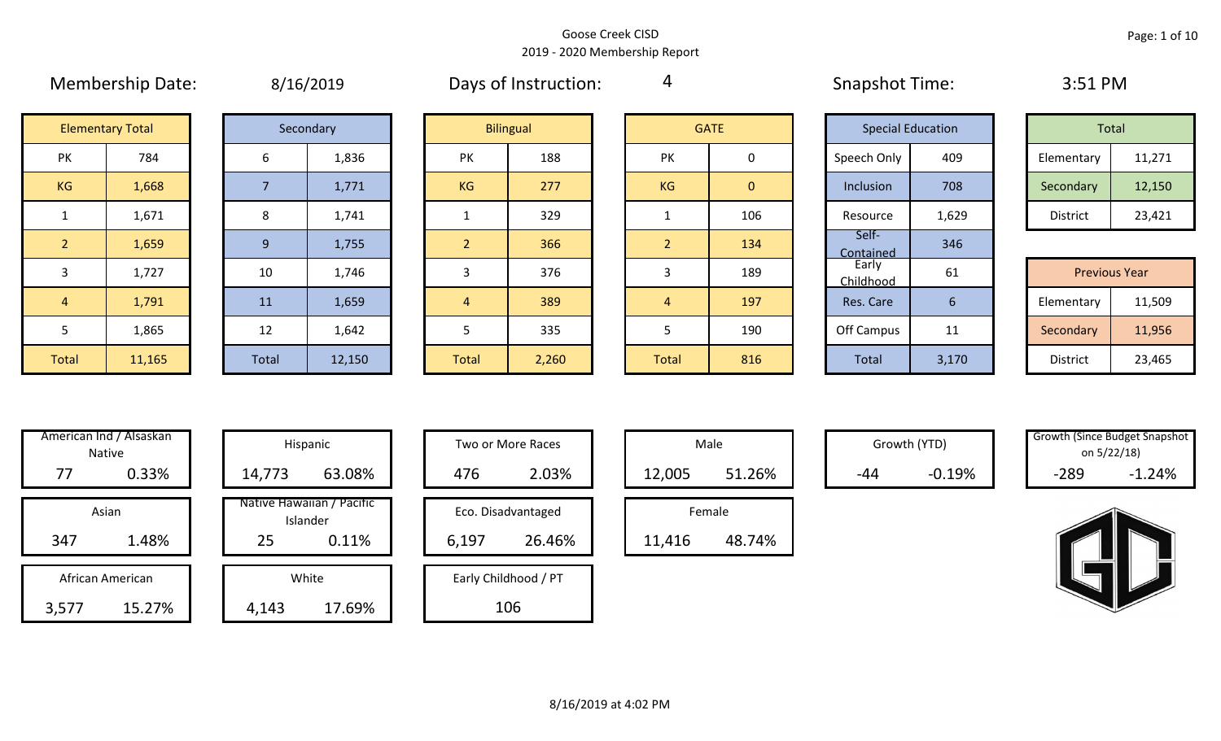Goose Creek CISD
2019 - 2020 Membership Report

Membership Date: 8/16/2019 | Days of Instruction: 4 | Snapshot Time: 3:51 PM

| Elementary Total | |
|---|---|
| PK | 784 |
| KG | 1,668 |
| 1 | 1,671 |
| 2 | 1,659 |
| 3 | 1,727 |
| 4 | 1,791 |
| 5 | 1,865 |
| Total | 11,165 |

| Secondary | |
|---|---|
| 6 | 1,836 |
| 7 | 1,771 |
| 8 | 1,741 |
| 9 | 1,755 |
| 10 | 1,746 |
| 11 | 1,659 |
| 12 | 1,642 |
| Total | 12,150 |

| Bilingual | |
|---|---|
| PK | 188 |
| KG | 277 |
| 1 | 329 |
| 2 | 366 |
| 3 | 376 |
| 4 | 389 |
| 5 | 335 |
| Total | 2,260 |

| GATE | |
|---|---|
| PK | 0 |
| KG | 0 |
| 1 | 106 |
| 2 | 134 |
| 3 | 189 |
| 4 | 197 |
| 5 | 190 |
| Total | 816 |

| Special Education | |
|---|---|
| Speech Only | 409 |
| Inclusion | 708 |
| Resource | 1,629 |
| Self-Contained | 346 |
| Early Childhood | 61 |
| Res. Care | 6 |
| Off Campus | 11 |
| Total | 3,170 |

| Total | |
|---|---|
| Elementary | 11,271 |
| Secondary | 12,150 |
| District | 23,421 |

| Previous Year | |
|---|---|
| Elementary | 11,509 |
| Secondary | 11,956 |
| District | 23,465 |

| Category | Count | Percent |
|---|---|---|
| American Ind / Alsaskan Native | 77 | 0.33% |
| Asian | 347 | 1.48% |
| African American | 3,577 | 15.27% |
| Hispanic | 14,773 | 63.08% |
| Native Hawaiian / Pacific Islander | 25 | 0.11% |
| White | 4,143 | 17.69% |
| Two or More Races | 476 | 2.03% |
| Eco. Disadvantaged | 6,197 | 26.46% |
| Early Childhood / PT | 106 | |
| Male | 12,005 | 51.26% |
| Female | 11,416 | 48.74% |
| Growth (YTD) | -44 | -0.19% |
| Growth (Since Budget Snapshot on 5/22/18) | -289 | -1.24% |

8/16/2019 at 4:02 PM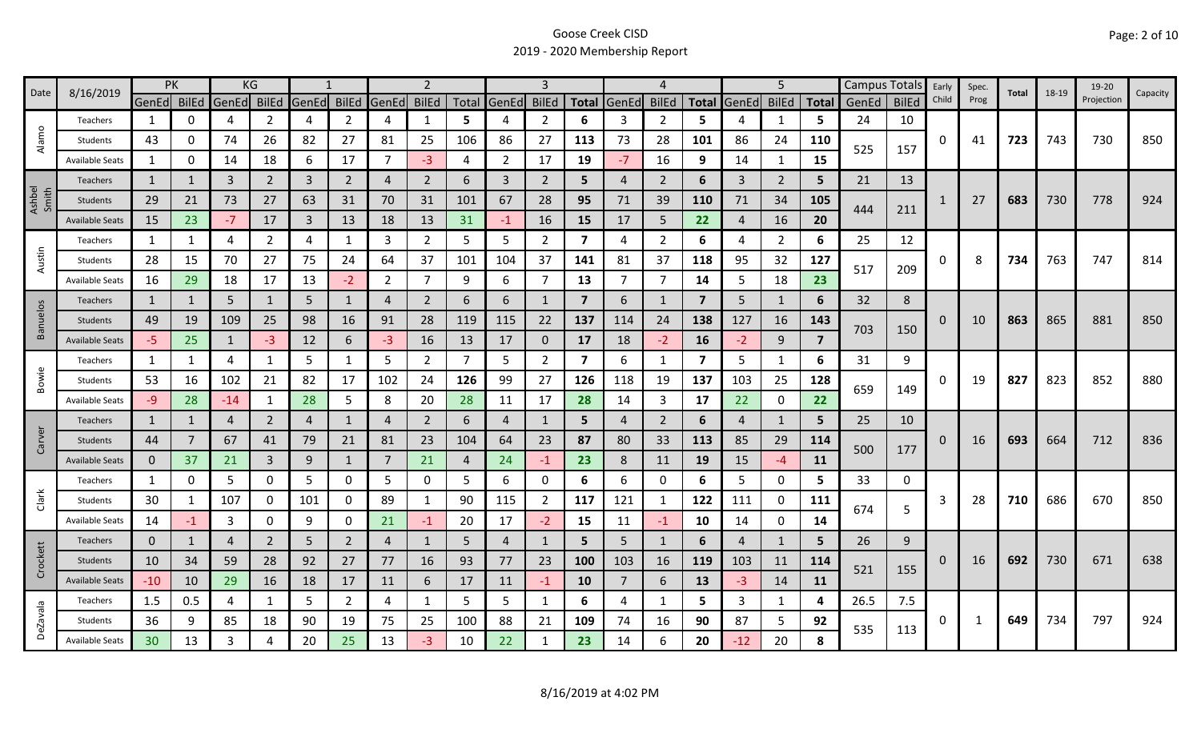# Goose Creek CISD

## 2019 - 2020 Membership Report

| Date | 8/16/2019 | PK | | KG | | 1 | | 2 | | | 3 | | | 4 | | | 5 | | | Campus Totals | | Early Child | Spec. Prog | Total | 18-19 | 19-20 Projection | Capacity |
|---|---|---|---|---|---|---|---|---|---|---|---|---|---|---|---|---|---|---|---|---|---|---|---|---|---|---|---|
| | | GenEd | BilEd | GenEd | BilEd | GenEd | BilEd | GenEd | BilEd | Total | GenEd | BilEd | Total | GenEd | BilEd | Total | GenEd | BilEd | Total | GenEd | BilEd | | | | | | |
| Alamo | Teachers | 1 | 0 | 4 | 2 | 4 | 2 | 4 | 1 | 5 | 4 | 2 | 6 | 3 | 2 | 5 | 4 | 1 | 5 | 24 | 10 | 0 | 41 | 723 | 743 | 730 | 850 |
| | Students | 43 | 0 | 74 | 26 | 82 | 27 | 81 | 25 | 106 | 86 | 27 | 113 | 73 | 28 | 101 | 86 | 24 | 110 | 525 | 157 | | | | | | |
| | Available Seats | 1 | 0 | 14 | 18 | 6 | 17 | 7 | -3 | 4 | 2 | 17 | 19 | -7 | 16 | 9 | 14 | 1 | 15 | | | | | | | | |
| Ashbel Smith | Teachers | 1 | 1 | 3 | 2 | 3 | 2 | 4 | 2 | 6 | 3 | 2 | 5 | 4 | 2 | 6 | 3 | 2 | 5 | 21 | 13 | 1 | 27 | 683 | 730 | 778 | 924 |
| | Students | 29 | 21 | 73 | 27 | 63 | 31 | 70 | 31 | 101 | 67 | 28 | 95 | 71 | 39 | 110 | 71 | 34 | 105 | 444 | 211 | | | | | | |
| | Available Seats | 15 | 23 | -7 | 17 | 3 | 13 | 18 | 13 | 31 | -1 | 16 | 15 | 17 | 5 | 22 | 4 | 16 | 20 | | | | | | | | |
| Austin | Teachers | 1 | 1 | 4 | 2 | 4 | 1 | 3 | 2 | 5 | 5 | 2 | 7 | 4 | 2 | 6 | 4 | 2 | 6 | 25 | 12 | 0 | 8 | 734 | 763 | 747 | 814 |
| | Students | 28 | 15 | 70 | 27 | 75 | 24 | 64 | 37 | 101 | 104 | 37 | 141 | 81 | 37 | 118 | 95 | 32 | 127 | 517 | 209 | | | | | | |
| | Available Seats | 16 | 29 | 18 | 17 | 13 | -2 | 2 | 7 | 9 | 6 | 7 | 13 | 7 | 7 | 14 | 5 | 18 | 23 | | | | | | | | |
| Banuelos | Teachers | 1 | 1 | 5 | 1 | 5 | 1 | 4 | 2 | 6 | 6 | 1 | 7 | 6 | 1 | 7 | 5 | 1 | 6 | 32 | 8 | 0 | 10 | 863 | 865 | 881 | 850 |
| | Students | 49 | 19 | 109 | 25 | 98 | 16 | 91 | 28 | 119 | 115 | 22 | 137 | 114 | 24 | 138 | 127 | 16 | 143 | 703 | 150 | | | | | | |
| | Available Seats | -5 | 25 | 1 | -3 | 12 | 6 | -3 | 16 | 13 | 17 | 0 | 17 | 18 | -2 | 16 | -2 | 9 | 7 | | | | | | | | |
| Bowie | Teachers | 1 | 1 | 4 | 1 | 5 | 1 | 5 | 2 | 7 | 5 | 2 | 7 | 6 | 1 | 7 | 5 | 1 | 6 | 31 | 9 | 0 | 19 | 827 | 823 | 852 | 880 |
| | Students | 53 | 16 | 102 | 21 | 82 | 17 | 102 | 24 | 126 | 99 | 27 | 126 | 118 | 19 | 137 | 103 | 25 | 128 | 659 | 149 | | | | | | |
| | Available Seats | -9 | 28 | -14 | 1 | 28 | 5 | 8 | 20 | 28 | 11 | 17 | 28 | 14 | 3 | 17 | 22 | 0 | 22 | | | | | | | | |
| Carver | Teachers | 1 | 1 | 4 | 2 | 4 | 1 | 4 | 2 | 6 | 4 | 1 | 5 | 4 | 2 | 6 | 4 | 1 | 5 | 25 | 10 | 0 | 16 | 693 | 664 | 712 | 836 |
| | Students | 44 | 7 | 67 | 41 | 79 | 21 | 81 | 23 | 104 | 64 | 23 | 87 | 80 | 33 | 113 | 85 | 29 | 114 | 500 | 177 | | | | | | |
| | Available Seats | 0 | 37 | 21 | 3 | 9 | 1 | 7 | 21 | 4 | 24 | -1 | 23 | 8 | 11 | 19 | 15 | -4 | 11 | | | | | | | | |
| Clark | Teachers | 1 | 0 | 5 | 0 | 5 | 0 | 5 | 0 | 5 | 6 | 0 | 6 | 6 | 0 | 6 | 5 | 0 | 5 | 33 | 0 | 3 | 28 | 710 | 686 | 670 | 850 |
| | Students | 30 | 1 | 107 | 0 | 101 | 0 | 89 | 1 | 90 | 115 | 2 | 117 | 121 | 1 | 122 | 111 | 0 | 111 | 674 | 5 | | | | | | |
| | Available Seats | 14 | -1 | 3 | 0 | 9 | 0 | 21 | -1 | 20 | 17 | -2 | 15 | 11 | -1 | 10 | 14 | 0 | 14 | | | | | | | | |
| Crockett | Teachers | 0 | 1 | 4 | 2 | 5 | 2 | 4 | 1 | 5 | 4 | 1 | 5 | 5 | 1 | 6 | 4 | 1 | 5 | 26 | 9 | 0 | 16 | 692 | 730 | 671 | 638 |
| | Students | 10 | 34 | 59 | 28 | 92 | 27 | 77 | 16 | 93 | 77 | 23 | 100 | 103 | 16 | 119 | 103 | 11 | 114 | 521 | 155 | | | | | | |
| | Available Seats | -10 | 10 | 29 | 16 | 18 | 17 | 11 | 6 | 17 | 11 | -1 | 10 | 7 | 6 | 13 | -3 | 14 | 11 | | | | | | | | |
| DeZavala | Teachers | 1.5 | 0.5 | 4 | 1 | 5 | 2 | 4 | 1 | 5 | 5 | 1 | 6 | 4 | 1 | 5 | 3 | 1 | 4 | 26.5 | 7.5 | 0 | 1 | 649 | 734 | 797 | 924 |
| | Students | 36 | 9 | 85 | 18 | 90 | 19 | 75 | 25 | 100 | 88 | 21 | 109 | 74 | 16 | 90 | 87 | 5 | 92 | 535 | 113 | | | | | | |
| | Available Seats | 30 | 13 | 3 | 4 | 20 | 25 | 13 | -3 | 10 | 22 | 1 | 23 | 14 | 6 | 20 | -12 | 20 | 8 | | | | | | | | |

8/16/2019 at 4:02 PM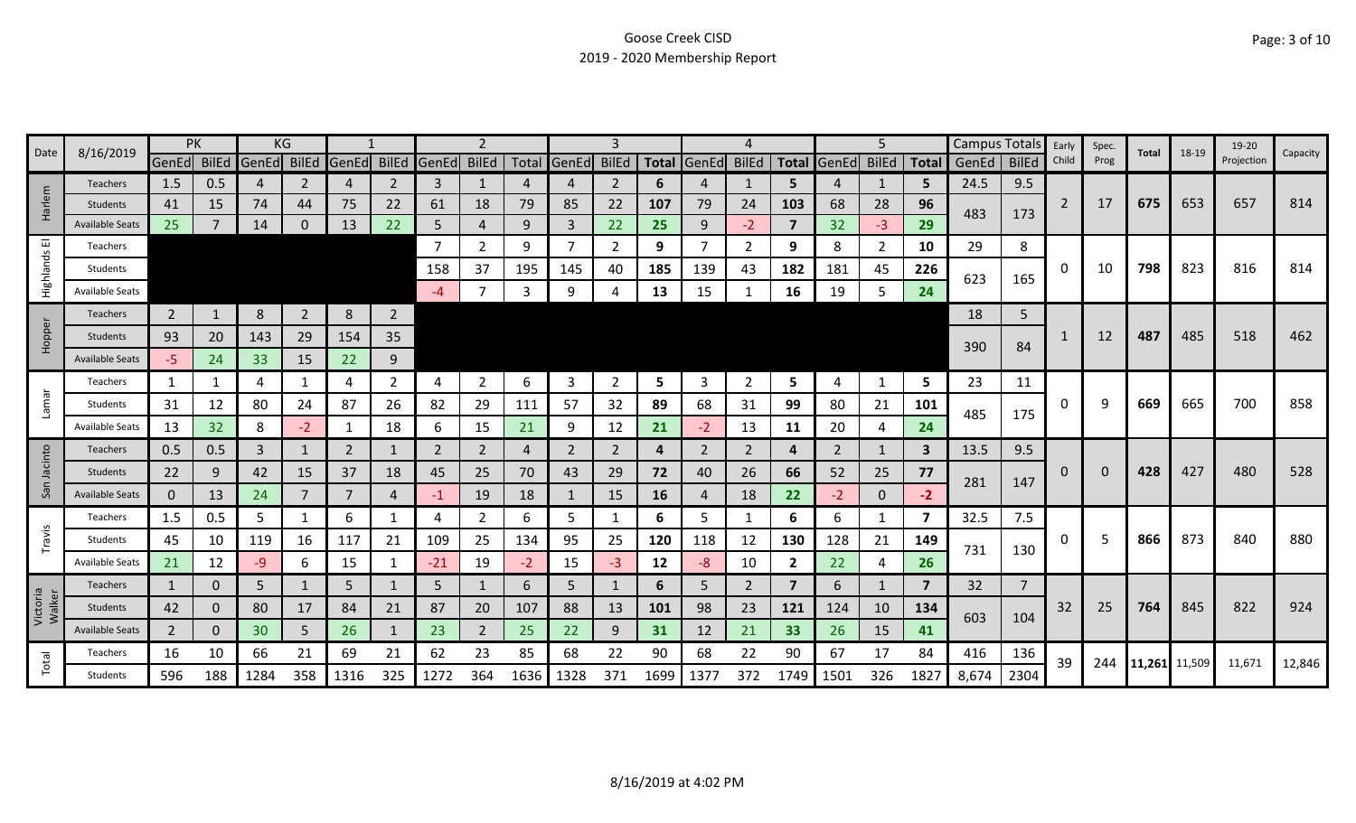# Goose Creek CISD

## 2019 - 2020 Membership Report

| Date | 8/16/2019 | PK | | KG | | 1 | | 2 | | | 3 | | | 4 | | | 5 | | | Campus Totals | | Early Child | Spec. Prog | Total | 18-19 | 19-20 Projection | Capacity |
|---|---|---|---|---|---|---|---|---|---|---|---|---|---|---|---|---|---|---|---|---|---|---|---|---|---|---|---|
| | | GenEd | BilEd | GenEd | BilEd | GenEd | BilEd | GenEd | BilEd | Total | GenEd | BilEd | Total | GenEd | BilEd | Total | GenEd | BilEd | Total | GenEd | BilEd | | | | | | |
| Harlem | Teachers | 1.5 | 0.5 | 4 | 2 | 4 | 2 | 3 | 1 | 4 | 4 | 2 | 6 | 4 | 1 | 5 | 4 | 1 | 5 | 24.5 | 9.5 | 2 | 17 | 675 | 653 | 657 | 814 |
| | Students | 41 | 15 | 74 | 44 | 75 | 22 | 61 | 18 | 79 | 85 | 22 | 107 | 79 | 24 | 103 | 68 | 28 | 96 | 483 | 173 | | | | | | |
| | Available Seats | 25 | 7 | 14 | 0 | 13 | 22 | 5 | 4 | 9 | 3 | 22 | 25 | 9 | -2 | 7 | 32 | -3 | 29 | | | | | | | | |
| Highlands El | Teachers | | | | | | | 7 | 2 | 9 | 7 | 2 | 9 | 7 | 2 | 9 | 8 | 2 | 10 | 29 | 8 | 0 | 10 | 798 | 823 | 816 | 814 |
| | Students | | | | | | | 158 | 37 | 195 | 145 | 40 | 185 | 139 | 43 | 182 | 181 | 45 | 226 | 623 | 165 | | | | | | |
| | Available Seats | | | | | | | -4 | 7 | 3 | 9 | 4 | 13 | 15 | 1 | 16 | 19 | 5 | 24 | | | | | | | | |
| Hopper | Teachers | 2 | 1 | 8 | 2 | 8 | 2 | | | | | | | | | | | | | 18 | 5 | 1 | 12 | 487 | 485 | 518 | 462 |
| | Students | 93 | 20 | 143 | 29 | 154 | 35 | | | | | | | | | | | | | 390 | 84 | | | | | | |
| | Available Seats | -5 | 24 | 33 | 15 | 22 | 9 | | | | | | | | | | | | | | | | | | | | |
| Lamar | Teachers | 1 | 1 | 4 | 1 | 4 | 2 | 4 | 2 | 6 | 3 | 2 | 5 | 3 | 2 | 5 | 4 | 1 | 5 | 23 | 11 | 0 | 9 | 669 | 665 | 700 | 858 |
| | Students | 31 | 12 | 80 | 24 | 87 | 26 | 82 | 29 | 111 | 57 | 32 | 89 | 68 | 31 | 99 | 80 | 21 | 101 | 485 | 175 | | | | | | |
| | Available Seats | 13 | 32 | 8 | -2 | 1 | 18 | 6 | 15 | 21 | 9 | 12 | 21 | -2 | 13 | 11 | 20 | 4 | 24 | | | | | | | | |
| San Jacinto | Teachers | 0.5 | 0.5 | 3 | 1 | 2 | 1 | 2 | 2 | 4 | 2 | 2 | 4 | 2 | 2 | 4 | 2 | 1 | 3 | 13.5 | 9.5 | 0 | 0 | 428 | 427 | 480 | 528 |
| | Students | 22 | 9 | 42 | 15 | 37 | 18 | 45 | 25 | 70 | 43 | 29 | 72 | 40 | 26 | 66 | 52 | 25 | 77 | 281 | 147 | | | | | | |
| | Available Seats | 0 | 13 | 24 | 7 | 7 | 4 | -1 | 19 | 18 | 1 | 15 | 16 | 4 | 18 | 22 | -2 | 0 | -2 | | | | | | | | |
| Travis | Teachers | 1.5 | 0.5 | 5 | 1 | 6 | 1 | 4 | 2 | 6 | 5 | 1 | 6 | 5 | 1 | 6 | 6 | 1 | 7 | 32.5 | 7.5 | 0 | 5 | 866 | 873 | 840 | 880 |
| | Students | 45 | 10 | 119 | 16 | 117 | 21 | 109 | 25 | 134 | 95 | 25 | 120 | 118 | 12 | 130 | 128 | 21 | 149 | 731 | 130 | | | | | | |
| | Available Seats | 21 | 12 | -9 | 6 | 15 | 1 | -21 | 19 | -2 | 15 | -3 | 12 | -8 | 10 | 2 | 22 | 4 | 26 | | | | | | | | |
| Victoria Walker | Teachers | 1 | 0 | 5 | 1 | 5 | 1 | 5 | 1 | 6 | 5 | 1 | 6 | 5 | 2 | 7 | 6 | 1 | 7 | 32 | 7 | 32 | 25 | 764 | 845 | 822 | 924 |
| | Students | 42 | 0 | 80 | 17 | 84 | 21 | 87 | 20 | 107 | 88 | 13 | 101 | 98 | 23 | 121 | 124 | 10 | 134 | 603 | 104 | | | | | | |
| | Available Seats | 2 | 0 | 30 | 5 | 26 | 1 | 23 | 2 | 25 | 22 | 9 | 31 | 12 | 21 | 33 | 26 | 15 | 41 | | | | | | | | |
| Total | Teachers | 16 | 10 | 66 | 21 | 69 | 21 | 62 | 23 | 85 | 68 | 22 | 90 | 68 | 22 | 90 | 67 | 17 | 84 | 416 | 136 | 39 | 244 | 11,261 | 11,509 | 11,671 | 12,846 |
| | Students | 596 | 188 | 1284 | 358 | 1316 | 325 | 1272 | 364 | 1636 | 1328 | 371 | 1699 | 1377 | 372 | 1749 | 1501 | 326 | 1827 | 8,674 | 2304 | | | | | | |

8/16/2019 at 4:02 PM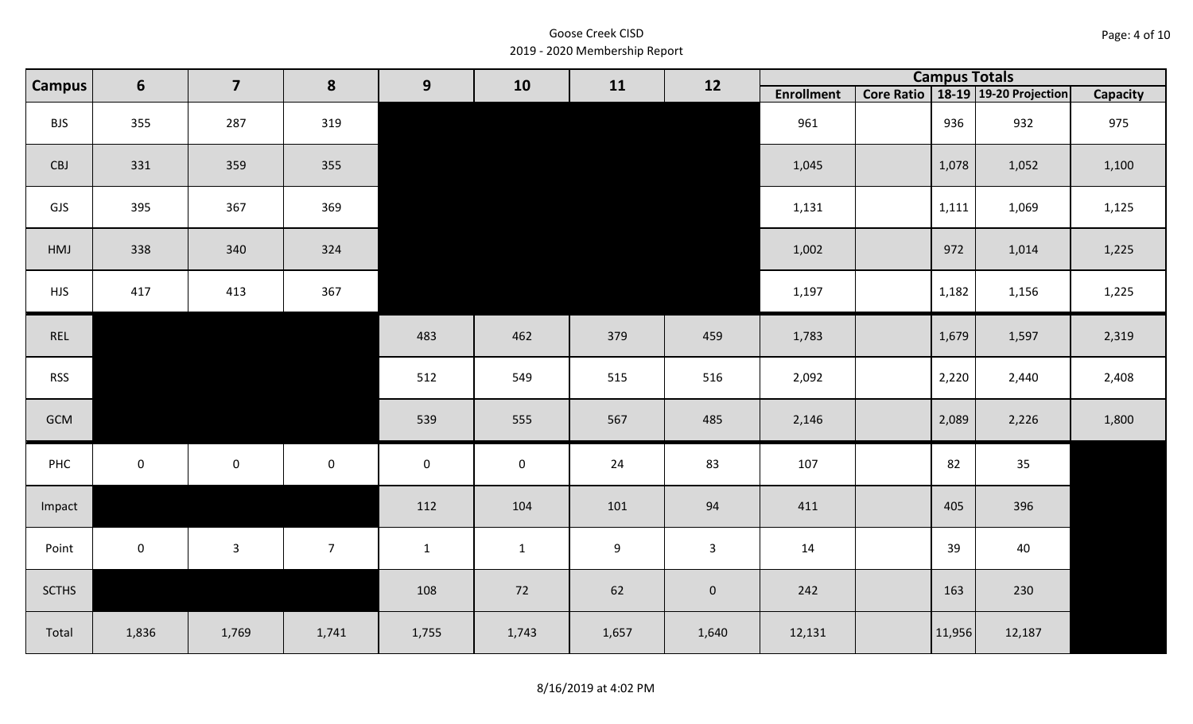Goose Creek CISD
2019 - 2020 Membership Report

| Campus | 6 | 7 | 8 | 9 | 10 | 11 | 12 | Campus Totals | | | | |
|---|---|---|---|---|---|---|---|---|---|---|---|---|
| | | | | | | | | Enrollment | Core Ratio | 18-19 | 19-20 Projection | Capacity |
| BJS | 355 | 287 | 319 | | | | | 961 | | 936 | 932 | 975 |
| CBJ | 331 | 359 | 355 | | | | | 1,045 | | 1,078 | 1,052 | 1,100 |
| GJS | 395 | 367 | 369 | | | | | 1,131 | | 1,111 | 1,069 | 1,125 |
| HMJ | 338 | 340 | 324 | | | | | 1,002 | | 972 | 1,014 | 1,225 |
| HJS | 417 | 413 | 367 | | | | | 1,197 | | 1,182 | 1,156 | 1,225 |
| REL | | | | 483 | 462 | 379 | 459 | 1,783 | | 1,679 | 1,597 | 2,319 |
| RSS | | | | 512 | 549 | 515 | 516 | 2,092 | | 2,220 | 2,440 | 2,408 |
| GCM | | | | 539 | 555 | 567 | 485 | 2,146 | | 2,089 | 2,226 | 1,800 |
| PHC | 0 | 0 | 0 | 0 | 0 | 24 | 83 | 107 | | 82 | 35 | |
| Impact | | | | 112 | 104 | 101 | 94 | 411 | | 405 | 396 | |
| Point | 0 | 3 | 7 | 1 | 1 | 9 | 3 | 14 | | 39 | 40 | |
| SCTHS | | | | 108 | 72 | 62 | 0 | 242 | | 163 | 230 | |
| Total | 1,836 | 1,769 | 1,741 | 1,755 | 1,743 | 1,657 | 1,640 | 12,131 | | 11,956 | 12,187 | |

8/16/2019 at 4:02 PM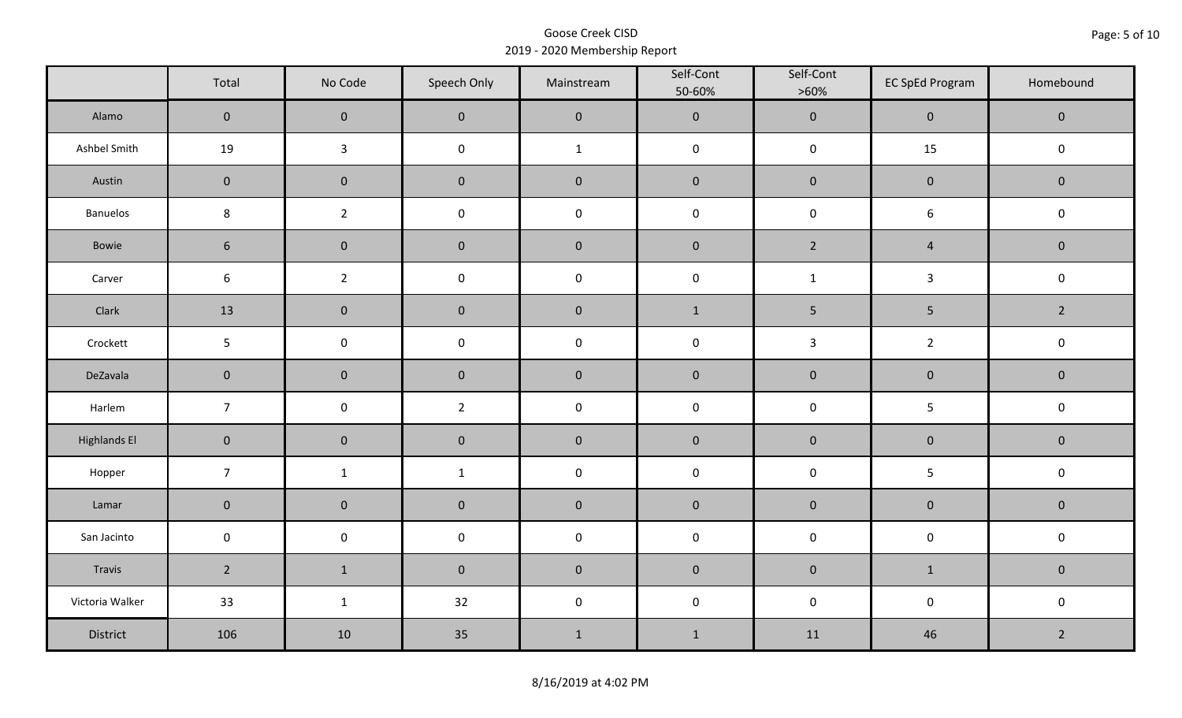Goose Creek CISD
2019 - 2020 Membership Report

| | Total | No Code | Speech Only | Mainstream | Self-Cont 50-60% | Self-Cont >60% | EC SpEd Program | Homebound |
|---|---|---|---|---|---|---|---|---|
| Alamo | 0 | 0 | 0 | 0 | 0 | 0 | 0 | 0 |
| Ashbel Smith | 19 | 3 | 0 | 1 | 0 | 0 | 15 | 0 |
| Austin | 0 | 0 | 0 | 0 | 0 | 0 | 0 | 0 |
| Banuelos | 8 | 2 | 0 | 0 | 0 | 0 | 6 | 0 |
| Bowie | 6 | 0 | 0 | 0 | 0 | 2 | 4 | 0 |
| Carver | 6 | 2 | 0 | 0 | 0 | 1 | 3 | 0 |
| Clark | 13 | 0 | 0 | 0 | 1 | 5 | 5 | 2 |
| Crockett | 5 | 0 | 0 | 0 | 0 | 3 | 2 | 0 |
| DeZavala | 0 | 0 | 0 | 0 | 0 | 0 | 0 | 0 |
| Harlem | 7 | 0 | 2 | 0 | 0 | 0 | 5 | 0 |
| Highlands El | 0 | 0 | 0 | 0 | 0 | 0 | 0 | 0 |
| Hopper | 7 | 1 | 1 | 0 | 0 | 0 | 5 | 0 |
| Lamar | 0 | 0 | 0 | 0 | 0 | 0 | 0 | 0 |
| San Jacinto | 0 | 0 | 0 | 0 | 0 | 0 | 0 | 0 |
| Travis | 2 | 1 | 0 | 0 | 0 | 0 | 1 | 0 |
| Victoria Walker | 33 | 1 | 32 | 0 | 0 | 0 | 0 | 0 |
| District | 106 | 10 | 35 | 1 | 1 | 11 | 46 | 2 |

8/16/2019 at 4:02 PM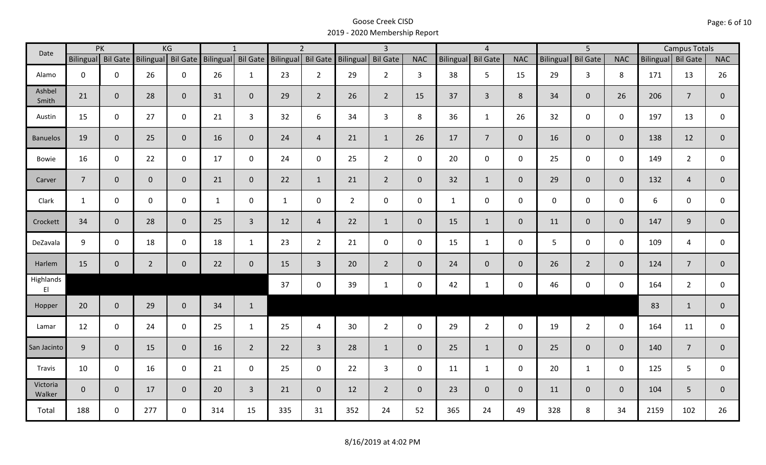# Goose Creek CISD
## 2019 - 2020 Membership Report

| Date | PK | | KG | | 1 | | 2 | | 3 | | | 4 | | | 5 | | | Campus Totals | | |
|---|---|---|---|---|---|---|---|---|---|---|---|---|---|---|---|---|---|---|---|---|
| | Bilingual | Bil Gate | Bilingual | Bil Gate | Bilingual | Bil Gate | Bilingual | Bil Gate | Bilingual | Bil Gate | NAC | Bilingual | Bil Gate | NAC | Bilingual | Bil Gate | NAC | Bilingual | Bil Gate | NAC |
| Alamo | 0 | 0 | 26 | 0 | 26 | 1 | 23 | 2 | 29 | 2 | 3 | 38 | 5 | 15 | 29 | 3 | 8 | 171 | 13 | 26 |
| Ashbel Smith | 21 | 0 | 28 | 0 | 31 | 0 | 29 | 2 | 26 | 2 | 15 | 37 | 3 | 8 | 34 | 0 | 26 | 206 | 7 | 0 |
| Austin | 15 | 0 | 27 | 0 | 21 | 3 | 32 | 6 | 34 | 3 | 8 | 36 | 1 | 26 | 32 | 0 | 0 | 197 | 13 | 0 |
| Banuelos | 19 | 0 | 25 | 0 | 16 | 0 | 24 | 4 | 21 | 1 | 26 | 17 | 7 | 0 | 16 | 0 | 0 | 138 | 12 | 0 |
| Bowie | 16 | 0 | 22 | 0 | 17 | 0 | 24 | 0 | 25 | 2 | 0 | 20 | 0 | 0 | 25 | 0 | 0 | 149 | 2 | 0 |
| Carver | 7 | 0 | 0 | 0 | 21 | 0 | 22 | 1 | 21 | 2 | 0 | 32 | 1 | 0 | 29 | 0 | 0 | 132 | 4 | 0 |
| Clark | 1 | 0 | 0 | 0 | 1 | 0 | 1 | 0 | 2 | 0 | 0 | 1 | 0 | 0 | 0 | 0 | 0 | 6 | 0 | 0 |
| Crockett | 34 | 0 | 28 | 0 | 25 | 3 | 12 | 4 | 22 | 1 | 0 | 15 | 1 | 0 | 11 | 0 | 0 | 147 | 9 | 0 |
| DeZavala | 9 | 0 | 18 | 0 | 18 | 1 | 23 | 2 | 21 | 0 | 0 | 15 | 1 | 0 | 5 | 0 | 0 | 109 | 4 | 0 |
| Harlem | 15 | 0 | 2 | 0 | 22 | 0 | 15 | 3 | 20 | 2 | 0 | 24 | 0 | 0 | 26 | 2 | 0 | 124 | 7 | 0 |
| Highlands El | | | | | | | 37 | 0 | 39 | 1 | 0 | 42 | 1 | 0 | 46 | 0 | 0 | 164 | 2 | 0 |
| Hopper | 20 | 0 | 29 | 0 | 34 | 1 | | | | | | | | | | | | 83 | 1 | 0 |
| Lamar | 12 | 0 | 24 | 0 | 25 | 1 | 25 | 4 | 30 | 2 | 0 | 29 | 2 | 0 | 19 | 2 | 0 | 164 | 11 | 0 |
| San Jacinto | 9 | 0 | 15 | 0 | 16 | 2 | 22 | 3 | 28 | 1 | 0 | 25 | 1 | 0 | 25 | 0 | 0 | 140 | 7 | 0 |
| Travis | 10 | 0 | 16 | 0 | 21 | 0 | 25 | 0 | 22 | 3 | 0 | 11 | 1 | 0 | 20 | 1 | 0 | 125 | 5 | 0 |
| Victoria Walker | 0 | 0 | 17 | 0 | 20 | 3 | 21 | 0 | 12 | 2 | 0 | 23 | 0 | 0 | 11 | 0 | 0 | 104 | 5 | 0 |
| Total | 188 | 0 | 277 | 0 | 314 | 15 | 335 | 31 | 352 | 24 | 52 | 365 | 24 | 49 | 328 | 8 | 34 | 2159 | 102 | 26 |

8/16/2019 at 4:02 PM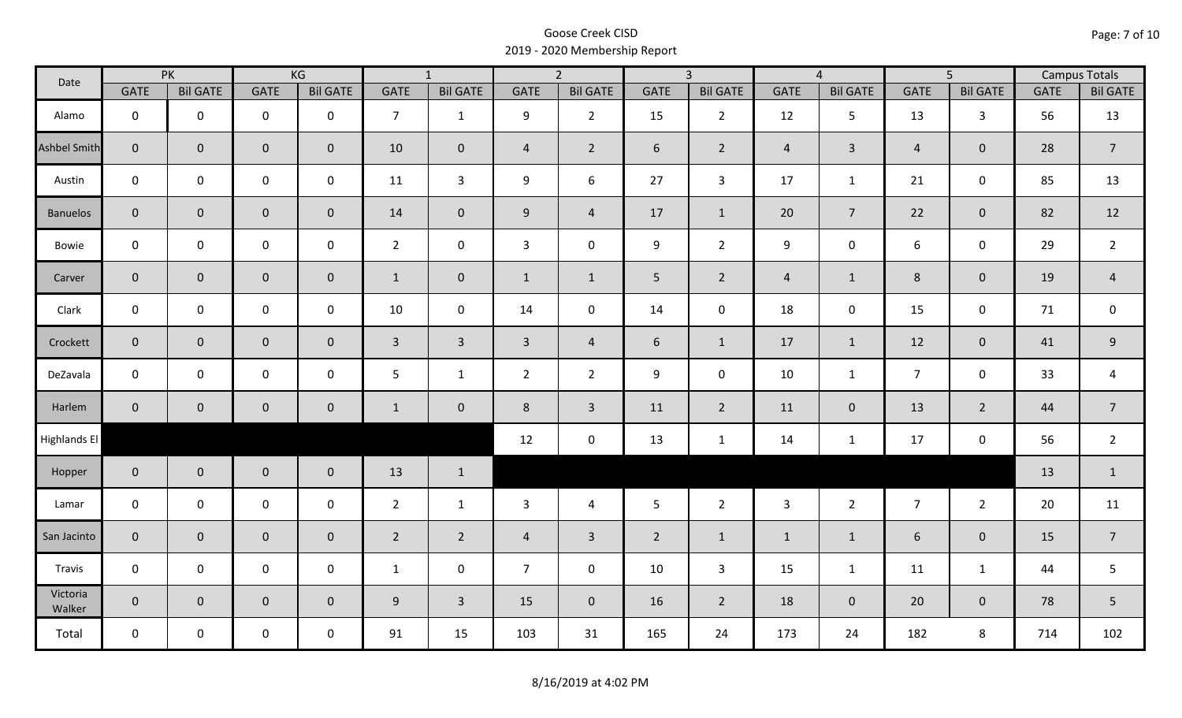Goose Creek CISD
2019 - 2020 Membership Report

| Date | PK | | KG | | 1 | | 2 | | 3 | | 4 | | 5 | | Campus Totals | |
|---|---|---|---|---|---|---|---|---|---|---|---|---|---|---|---|---|
| | GATE | Bil GATE | GATE | Bil GATE | GATE | Bil GATE | GATE | Bil GATE | GATE | Bil GATE | GATE | Bil GATE | GATE | Bil GATE | GATE | Bil GATE |
| Alamo | 0 | 0 | 0 | 0 | 7 | 1 | 9 | 2 | 15 | 2 | 12 | 5 | 13 | 3 | 56 | 13 |
| Ashbel Smith | 0 | 0 | 0 | 0 | 10 | 0 | 4 | 2 | 6 | 2 | 4 | 3 | 4 | 0 | 28 | 7 |
| Austin | 0 | 0 | 0 | 0 | 11 | 3 | 9 | 6 | 27 | 3 | 17 | 1 | 21 | 0 | 85 | 13 |
| Banuelos | 0 | 0 | 0 | 0 | 14 | 0 | 9 | 4 | 17 | 1 | 20 | 7 | 22 | 0 | 82 | 12 |
| Bowie | 0 | 0 | 0 | 0 | 2 | 0 | 3 | 0 | 9 | 2 | 9 | 0 | 6 | 0 | 29 | 2 |
| Carver | 0 | 0 | 0 | 0 | 1 | 0 | 1 | 1 | 5 | 2 | 4 | 1 | 8 | 0 | 19 | 4 |
| Clark | 0 | 0 | 0 | 0 | 10 | 0 | 14 | 0 | 14 | 0 | 18 | 0 | 15 | 0 | 71 | 0 |
| Crockett | 0 | 0 | 0 | 0 | 3 | 3 | 3 | 4 | 6 | 1 | 17 | 1 | 12 | 0 | 41 | 9 |
| DeZavala | 0 | 0 | 0 | 0 | 5 | 1 | 2 | 2 | 9 | 0 | 10 | 1 | 7 | 0 | 33 | 4 |
| Harlem | 0 | 0 | 0 | 0 | 1 | 0 | 8 | 3 | 11 | 2 | 11 | 0 | 13 | 2 | 44 | 7 |
| Highlands El | | | | | | | 12 | 0 | 13 | 1 | 14 | 1 | 17 | 0 | 56 | 2 |
| Hopper | 0 | 0 | 0 | 0 | 13 | 1 | | | | | | | | | 13 | 1 |
| Lamar | 0 | 0 | 0 | 0 | 2 | 1 | 3 | 4 | 5 | 2 | 3 | 2 | 7 | 2 | 20 | 11 |
| San Jacinto | 0 | 0 | 0 | 0 | 2 | 2 | 4 | 3 | 2 | 1 | 1 | 1 | 6 | 0 | 15 | 7 |
| Travis | 0 | 0 | 0 | 0 | 1 | 0 | 7 | 0 | 10 | 3 | 15 | 1 | 11 | 1 | 44 | 5 |
| Victoria Walker | 0 | 0 | 0 | 0 | 9 | 3 | 15 | 0 | 16 | 2 | 18 | 0 | 20 | 0 | 78 | 5 |
| Total | 0 | 0 | 0 | 0 | 91 | 15 | 103 | 31 | 165 | 24 | 173 | 24 | 182 | 8 | 714 | 102 |

8/16/2019 at 4:02 PM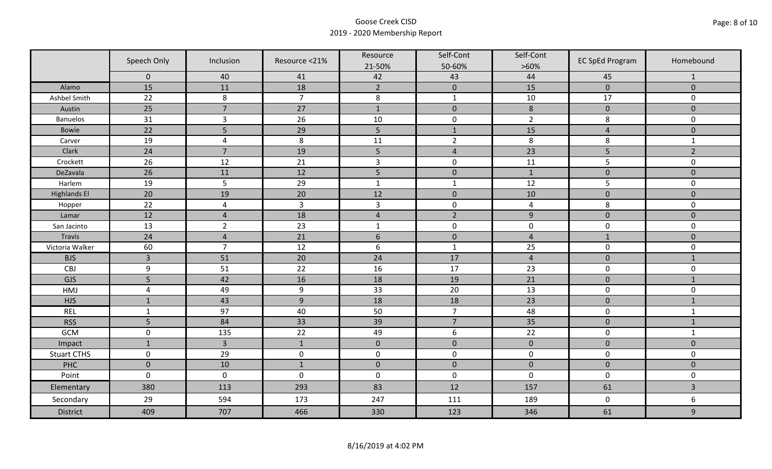# Goose Creek CISD
## 2019 - 2020 Membership Report

| | Speech Only | Inclusion | Resource <21% | Resource 21-50% | Self-Cont 50-60% | Self-Cont >60% | EC SpEd Program | Homebound |
|---|---|---|---|---|---|---|---|---|
| | 0 | 40 | 41 | 42 | 43 | 44 | 45 | 1 |
| Alamo | 15 | 11 | 18 | 2 | 0 | 15 | 0 | 0 |
| Ashbel Smith | 22 | 8 | 7 | 8 | 1 | 10 | 17 | 0 |
| Austin | 25 | 7 | 27 | 1 | 0 | 8 | 0 | 0 |
| Banuelos | 31 | 3 | 26 | 10 | 0 | 2 | 8 | 0 |
| Bowie | 22 | 5 | 29 | 5 | 1 | 15 | 4 | 0 |
| Carver | 19 | 4 | 8 | 11 | 2 | 8 | 8 | 1 |
| Clark | 24 | 7 | 19 | 5 | 4 | 23 | 5 | 2 |
| Crockett | 26 | 12 | 21 | 3 | 0 | 11 | 5 | 0 |
| DeZavala | 26 | 11 | 12 | 5 | 0 | 1 | 0 | 0 |
| Harlem | 19 | 5 | 29 | 1 | 1 | 12 | 5 | 0 |
| Highlands El | 20 | 19 | 20 | 12 | 0 | 10 | 0 | 0 |
| Hopper | 22 | 4 | 3 | 3 | 0 | 4 | 8 | 0 |
| Lamar | 12 | 4 | 18 | 4 | 2 | 9 | 0 | 0 |
| San Jacinto | 13 | 2 | 23 | 1 | 0 | 0 | 0 | 0 |
| Travis | 24 | 4 | 21 | 6 | 0 | 4 | 1 | 0 |
| Victoria Walker | 60 | 7 | 12 | 6 | 1 | 25 | 0 | 0 |
| BJS | 3 | 51 | 20 | 24 | 17 | 4 | 0 | 1 |
| CBJ | 9 | 51 | 22 | 16 | 17 | 23 | 0 | 0 |
| GJS | 5 | 42 | 16 | 18 | 19 | 21 | 0 | 1 |
| HMJ | 4 | 49 | 9 | 33 | 20 | 13 | 0 | 0 |
| HJS | 1 | 43 | 9 | 18 | 18 | 23 | 0 | 1 |
| REL | 1 | 97 | 40 | 50 | 7 | 48 | 0 | 1 |
| RSS | 5 | 84 | 33 | 39 | 7 | 35 | 0 | 1 |
| GCM | 0 | 135 | 22 | 49 | 6 | 22 | 0 | 1 |
| Impact | 1 | 3 | 1 | 0 | 0 | 0 | 0 | 0 |
| Stuart CTHS | 0 | 29 | 0 | 0 | 0 | 0 | 0 | 0 |
| PHC | 0 | 10 | 1 | 0 | 0 | 0 | 0 | 0 |
| Point | 0 | 0 | 0 | 0 | 0 | 0 | 0 | 0 |
| Elementary | 380 | 113 | 293 | 83 | 12 | 157 | 61 | 3 |
| Secondary | 29 | 594 | 173 | 247 | 111 | 189 | 0 | 6 |
| District | 409 | 707 | 466 | 330 | 123 | 346 | 61 | 9 |

8/16/2019 at 4:02 PM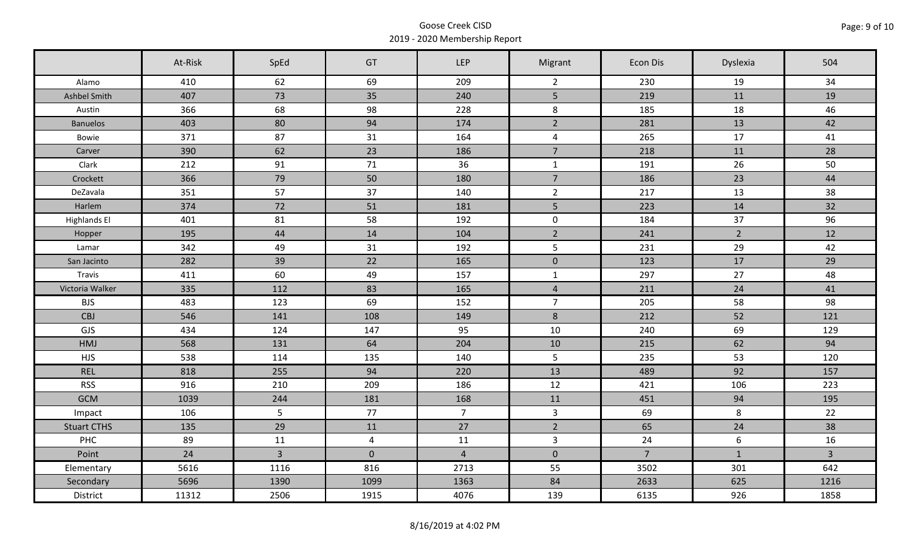Goose Creek CISD
2019 - 2020 Membership Report

| | At-Risk | SpEd | GT | LEP | Migrant | Econ Dis | Dyslexia | 504 |
|---|---|---|---|---|---|---|---|---|
| Alamo | 410 | 62 | 69 | 209 | 2 | 230 | 19 | 34 |
| Ashbel Smith | 407 | 73 | 35 | 240 | 5 | 219 | 11 | 19 |
| Austin | 366 | 68 | 98 | 228 | 8 | 185 | 18 | 46 |
| Banuelos | 403 | 80 | 94 | 174 | 2 | 281 | 13 | 42 |
| Bowie | 371 | 87 | 31 | 164 | 4 | 265 | 17 | 41 |
| Carver | 390 | 62 | 23 | 186 | 7 | 218 | 11 | 28 |
| Clark | 212 | 91 | 71 | 36 | 1 | 191 | 26 | 50 |
| Crockett | 366 | 79 | 50 | 180 | 7 | 186 | 23 | 44 |
| DeZavala | 351 | 57 | 37 | 140 | 2 | 217 | 13 | 38 |
| Harlem | 374 | 72 | 51 | 181 | 5 | 223 | 14 | 32 |
| Highlands El | 401 | 81 | 58 | 192 | 0 | 184 | 37 | 96 |
| Hopper | 195 | 44 | 14 | 104 | 2 | 241 | 2 | 12 |
| Lamar | 342 | 49 | 31 | 192 | 5 | 231 | 29 | 42 |
| San Jacinto | 282 | 39 | 22 | 165 | 0 | 123 | 17 | 29 |
| Travis | 411 | 60 | 49 | 157 | 1 | 297 | 27 | 48 |
| Victoria Walker | 335 | 112 | 83 | 165 | 4 | 211 | 24 | 41 |
| BJS | 483 | 123 | 69 | 152 | 7 | 205 | 58 | 98 |
| CBJ | 546 | 141 | 108 | 149 | 8 | 212 | 52 | 121 |
| GJS | 434 | 124 | 147 | 95 | 10 | 240 | 69 | 129 |
| HMJ | 568 | 131 | 64 | 204 | 10 | 215 | 62 | 94 |
| HJS | 538 | 114 | 135 | 140 | 5 | 235 | 53 | 120 |
| REL | 818 | 255 | 94 | 220 | 13 | 489 | 92 | 157 |
| RSS | 916 | 210 | 209 | 186 | 12 | 421 | 106 | 223 |
| GCM | 1039 | 244 | 181 | 168 | 11 | 451 | 94 | 195 |
| Impact | 106 | 5 | 77 | 7 | 3 | 69 | 8 | 22 |
| Stuart CTHS | 135 | 29 | 11 | 27 | 2 | 65 | 24 | 38 |
| PHC | 89 | 11 | 4 | 11 | 3 | 24 | 6 | 16 |
| Point | 24 | 3 | 0 | 4 | 0 | 7 | 1 | 3 |
| Elementary | 5616 | 1116 | 816 | 2713 | 55 | 3502 | 301 | 642 |
| Secondary | 5696 | 1390 | 1099 | 1363 | 84 | 2633 | 625 | 1216 |
| District | 11312 | 2506 | 1915 | 4076 | 139 | 6135 | 926 | 1858 |

8/16/2019 at 4:02 PM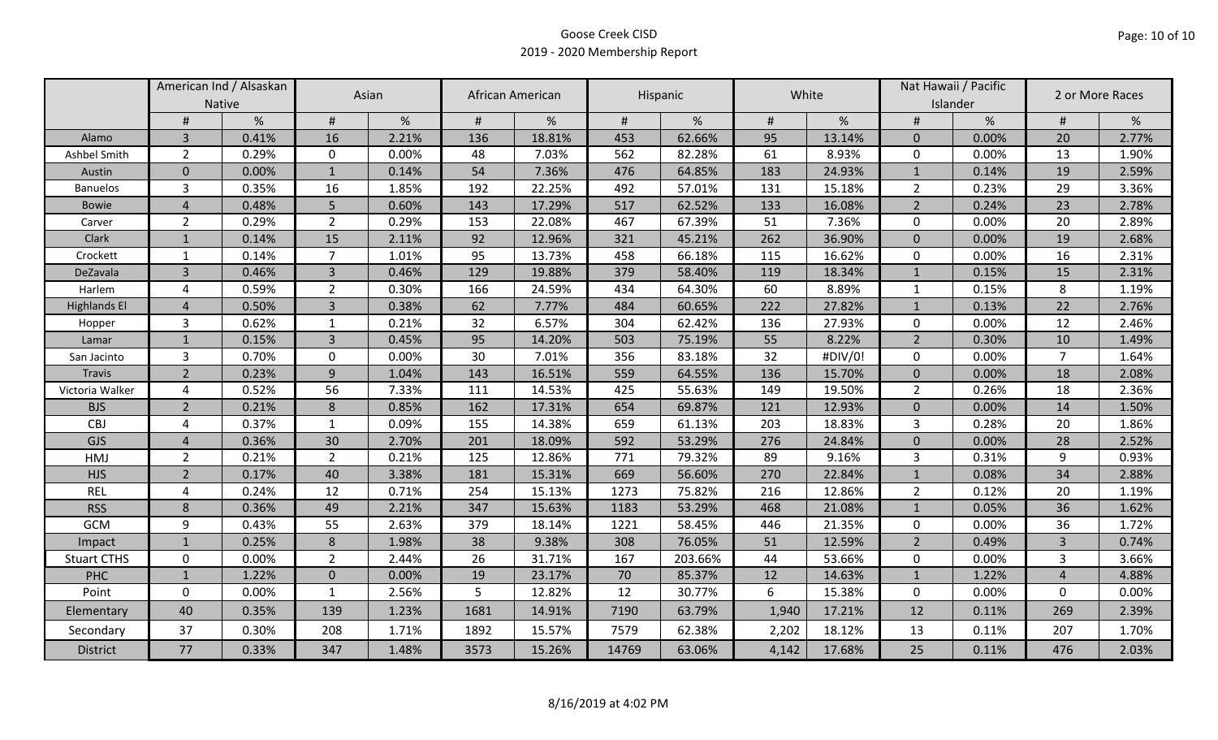Goose Creek CISD
2019 - 2020 Membership Report

| | American Ind / Alsaskan Native | | Asian | | African American | | Hispanic | | White | | Nat Hawaii / Pacific Islander | | 2 or More Races | |
|---|---|---|---|---|---|---|---|---|---|---|---|---|---|---|
| | # | % | # | % | # | % | # | % | # | % | # | % | # | % |
| Alamo | 3 | 0.41% | 16 | 2.21% | 136 | 18.81% | 453 | 62.66% | 95 | 13.14% | 0 | 0.00% | 20 | 2.77% |
| Ashbel Smith | 2 | 0.29% | 0 | 0.00% | 48 | 7.03% | 562 | 82.28% | 61 | 8.93% | 0 | 0.00% | 13 | 1.90% |
| Austin | 0 | 0.00% | 1 | 0.14% | 54 | 7.36% | 476 | 64.85% | 183 | 24.93% | 1 | 0.14% | 19 | 2.59% |
| Banuelos | 3 | 0.35% | 16 | 1.85% | 192 | 22.25% | 492 | 57.01% | 131 | 15.18% | 2 | 0.23% | 29 | 3.36% |
| Bowie | 4 | 0.48% | 5 | 0.60% | 143 | 17.29% | 517 | 62.52% | 133 | 16.08% | 2 | 0.24% | 23 | 2.78% |
| Carver | 2 | 0.29% | 2 | 0.29% | 153 | 22.08% | 467 | 67.39% | 51 | 7.36% | 0 | 0.00% | 20 | 2.89% |
| Clark | 1 | 0.14% | 15 | 2.11% | 92 | 12.96% | 321 | 45.21% | 262 | 36.90% | 0 | 0.00% | 19 | 2.68% |
| Crockett | 1 | 0.14% | 7 | 1.01% | 95 | 13.73% | 458 | 66.18% | 115 | 16.62% | 0 | 0.00% | 16 | 2.31% |
| DeZavala | 3 | 0.46% | 3 | 0.46% | 129 | 19.88% | 379 | 58.40% | 119 | 18.34% | 1 | 0.15% | 15 | 2.31% |
| Harlem | 4 | 0.59% | 2 | 0.30% | 166 | 24.59% | 434 | 64.30% | 60 | 8.89% | 1 | 0.15% | 8 | 1.19% |
| Highlands El | 4 | 0.50% | 3 | 0.38% | 62 | 7.77% | 484 | 60.65% | 222 | 27.82% | 1 | 0.13% | 22 | 2.76% |
| Hopper | 3 | 0.62% | 1 | 0.21% | 32 | 6.57% | 304 | 62.42% | 136 | 27.93% | 0 | 0.00% | 12 | 2.46% |
| Lamar | 1 | 0.15% | 3 | 0.45% | 95 | 14.20% | 503 | 75.19% | 55 | 8.22% | 2 | 0.30% | 10 | 1.49% |
| San Jacinto | 3 | 0.70% | 0 | 0.00% | 30 | 7.01% | 356 | 83.18% | 32 | #DIV/0! | 0 | 0.00% | 7 | 1.64% |
| Travis | 2 | 0.23% | 9 | 1.04% | 143 | 16.51% | 559 | 64.55% | 136 | 15.70% | 0 | 0.00% | 18 | 2.08% |
| Victoria Walker | 4 | 0.52% | 56 | 7.33% | 111 | 14.53% | 425 | 55.63% | 149 | 19.50% | 2 | 0.26% | 18 | 2.36% |
| BJS | 2 | 0.21% | 8 | 0.85% | 162 | 17.31% | 654 | 69.87% | 121 | 12.93% | 0 | 0.00% | 14 | 1.50% |
| CBJ | 4 | 0.37% | 1 | 0.09% | 155 | 14.38% | 659 | 61.13% | 203 | 18.83% | 3 | 0.28% | 20 | 1.86% |
| GJS | 4 | 0.36% | 30 | 2.70% | 201 | 18.09% | 592 | 53.29% | 276 | 24.84% | 0 | 0.00% | 28 | 2.52% |
| HMJ | 2 | 0.21% | 2 | 0.21% | 125 | 12.86% | 771 | 79.32% | 89 | 9.16% | 3 | 0.31% | 9 | 0.93% |
| HJS | 2 | 0.17% | 40 | 3.38% | 181 | 15.31% | 669 | 56.60% | 270 | 22.84% | 1 | 0.08% | 34 | 2.88% |
| REL | 4 | 0.24% | 12 | 0.71% | 254 | 15.13% | 1273 | 75.82% | 216 | 12.86% | 2 | 0.12% | 20 | 1.19% |
| RSS | 8 | 0.36% | 49 | 2.21% | 347 | 15.63% | 1183 | 53.29% | 468 | 21.08% | 1 | 0.05% | 36 | 1.62% |
| GCM | 9 | 0.43% | 55 | 2.63% | 379 | 18.14% | 1221 | 58.45% | 446 | 21.35% | 0 | 0.00% | 36 | 1.72% |
| Impact | 1 | 0.25% | 8 | 1.98% | 38 | 9.38% | 308 | 76.05% | 51 | 12.59% | 2 | 0.49% | 3 | 0.74% |
| Stuart CTHS | 0 | 0.00% | 2 | 2.44% | 26 | 31.71% | 167 | 203.66% | 44 | 53.66% | 0 | 0.00% | 3 | 3.66% |
| PHC | 1 | 1.22% | 0 | 0.00% | 19 | 23.17% | 70 | 85.37% | 12 | 14.63% | 1 | 1.22% | 4 | 4.88% |
| Point | 0 | 0.00% | 1 | 2.56% | 5 | 12.82% | 12 | 30.77% | 6 | 15.38% | 0 | 0.00% | 0 | 0.00% |
| Elementary | 40 | 0.35% | 139 | 1.23% | 1681 | 14.91% | 7190 | 63.79% | 1,940 | 17.21% | 12 | 0.11% | 269 | 2.39% |
| Secondary | 37 | 0.30% | 208 | 1.71% | 1892 | 15.57% | 7579 | 62.38% | 2,202 | 18.12% | 13 | 0.11% | 207 | 1.70% |
| District | 77 | 0.33% | 347 | 1.48% | 3573 | 15.26% | 14769 | 63.06% | 4,142 | 17.68% | 25 | 0.11% | 476 | 2.03% |

8/16/2019 at 4:02 PM